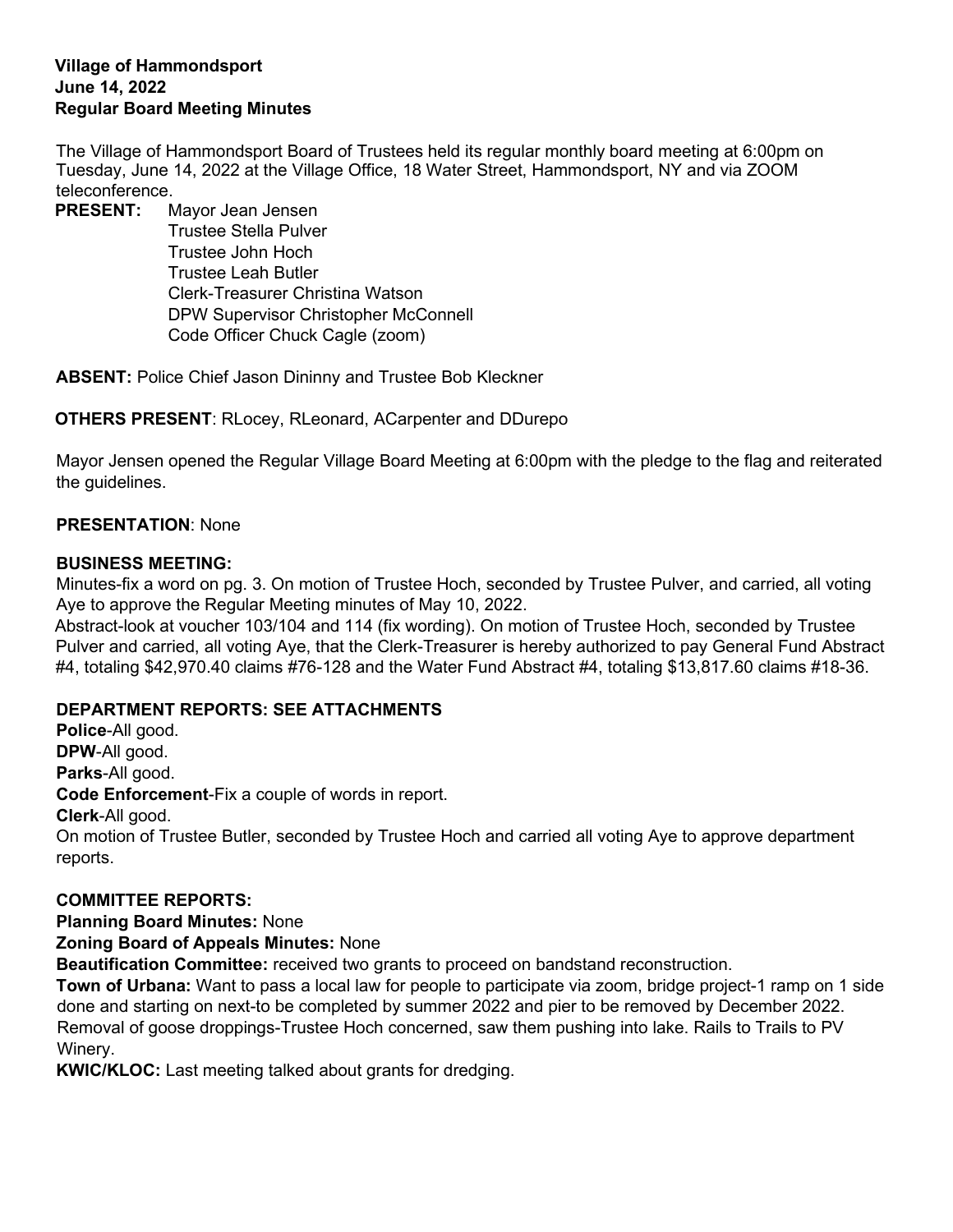**Village of Hammondsport**
**June 14, 2022**
**Regular Board Meeting Minutes**

The Village of Hammondsport Board of Trustees held its regular monthly board meeting at 6:00pm on Tuesday, June 14, 2022 at the Village Office, 18 Water Street, Hammondsport, NY and via ZOOM teleconference.

**PRESENT:** Mayor Jean Jensen
Trustee Stella Pulver
Trustee John Hoch
Trustee Leah Butler
Clerk-Treasurer Christina Watson
DPW Supervisor Christopher McConnell
Code Officer Chuck Cagle (zoom)

**ABSENT:** Police Chief Jason Dininny and Trustee Bob Kleckner

**OTHERS PRESENT**: RLocey, RLeonard, ACarpenter and DDurepo

Mayor Jensen opened the Regular Village Board Meeting at 6:00pm with the pledge to the flag and reiterated the guidelines.

**PRESENTATION**: None

**BUSINESS MEETING:**
Minutes-fix a word on pg. 3. On motion of Trustee Hoch, seconded by Trustee Pulver, and carried, all voting Aye to approve the Regular Meeting minutes of May 10, 2022.
Abstract-look at voucher 103/104 and 114 (fix wording). On motion of Trustee Hoch, seconded by Trustee Pulver and carried, all voting Aye, that the Clerk-Treasurer is hereby authorized to pay General Fund Abstract #4, totaling $42,970.40 claims #76-128 and the Water Fund Abstract #4, totaling $13,817.60 claims #18-36.

**DEPARTMENT REPORTS: SEE ATTACHMENTS**
**Police**-All good.
**DPW**-All good.
**Parks**-All good.
**Code Enforcement**-Fix a couple of words in report.
**Clerk**-All good.
On motion of Trustee Butler, seconded by Trustee Hoch and carried all voting Aye to approve department reports.

**COMMITTEE REPORTS:**
**Planning Board Minutes:** None
**Zoning Board of Appeals Minutes:** None
**Beautification Committee:** received two grants to proceed on bandstand reconstruction.
**Town of Urbana:** Want to pass a local law for people to participate via zoom, bridge project-1 ramp on 1 side done and starting on next-to be completed by summer 2022 and pier to be removed by December 2022. Removal of goose droppings-Trustee Hoch concerned, saw them pushing into lake. Rails to Trails to PV Winery.
**KWIC/KLOC:** Last meeting talked about grants for dredging.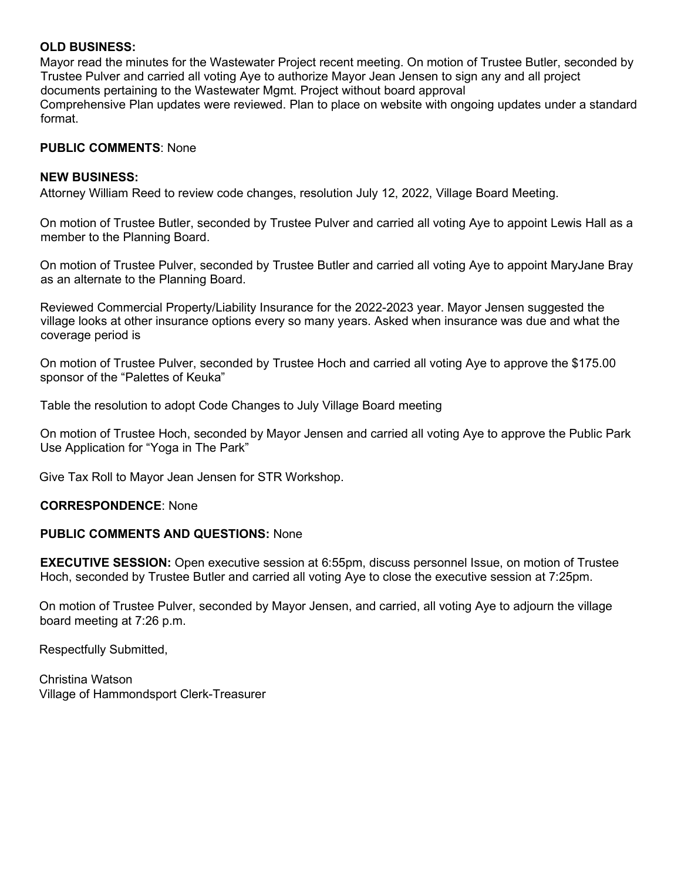**OLD BUSINESS:**
Mayor read the minutes for the Wastewater Project recent meeting. On motion of Trustee Butler, seconded by Trustee Pulver and carried all voting Aye to authorize Mayor Jean Jensen to sign any and all project documents pertaining to the Wastewater Mgmt. Project without board approval
Comprehensive Plan updates were reviewed. Plan to place on website with ongoing updates under a standard format.

**PUBLIC COMMENTS**: None

**NEW BUSINESS:**
Attorney William Reed to review code changes, resolution July 12, 2022, Village Board Meeting.

On motion of Trustee Butler, seconded by Trustee Pulver and carried all voting Aye to appoint Lewis Hall as a member to the Planning Board.

On motion of Trustee Pulver, seconded by Trustee Butler and carried all voting Aye to appoint MaryJane Bray as an alternate to the Planning Board.

Reviewed Commercial Property/Liability Insurance for the 2022-2023 year. Mayor Jensen suggested the village looks at other insurance options every so many years. Asked when insurance was due and what the coverage period is

On motion of Trustee Pulver, seconded by Trustee Hoch and carried all voting Aye to approve the $175.00 sponsor of the "Palettes of Keuka"

Table the resolution to adopt Code Changes to July Village Board meeting

On motion of Trustee Hoch, seconded by Mayor Jensen and carried all voting Aye to approve the Public Park Use Application for "Yoga in The Park"

Give Tax Roll to Mayor Jean Jensen for STR Workshop.

**CORRESPONDENCE**: None

**PUBLIC COMMENTS AND QUESTIONS:** None

**EXECUTIVE SESSION:** Open executive session at 6:55pm, discuss personnel Issue, on motion of Trustee Hoch, seconded by Trustee Butler and carried all voting Aye to close the executive session at 7:25pm.

On motion of Trustee Pulver, seconded by Mayor Jensen, and carried, all voting Aye to adjourn the village board meeting at 7:26 p.m.

Respectfully Submitted,

Christina Watson
Village of Hammondsport Clerk-Treasurer